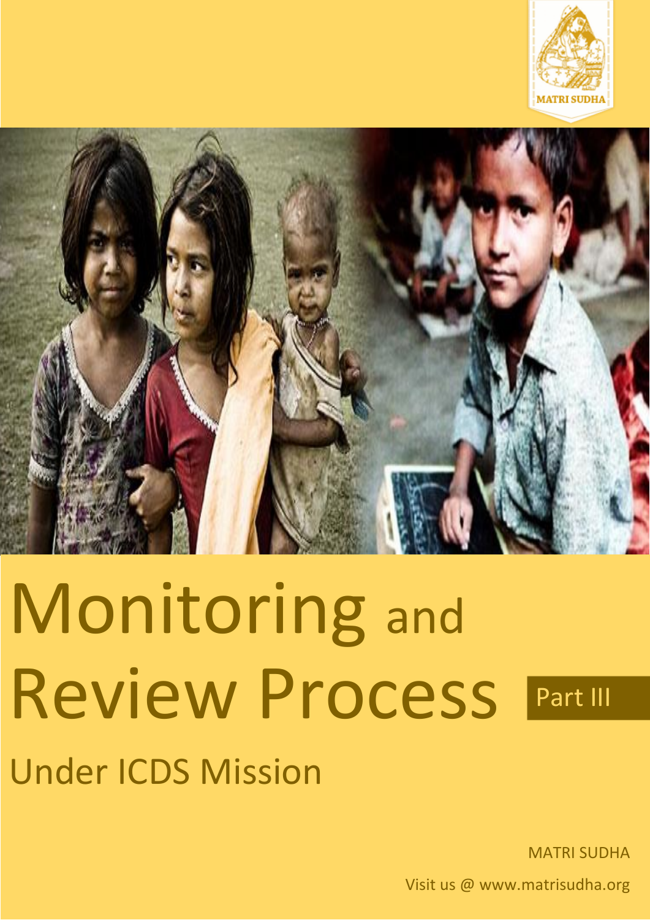MATRI SUDHA

# Monitoring and Review Process

Part III

## Under ICDS Mission

MATRI SUDHA

Visit us @ www.matrisudha.org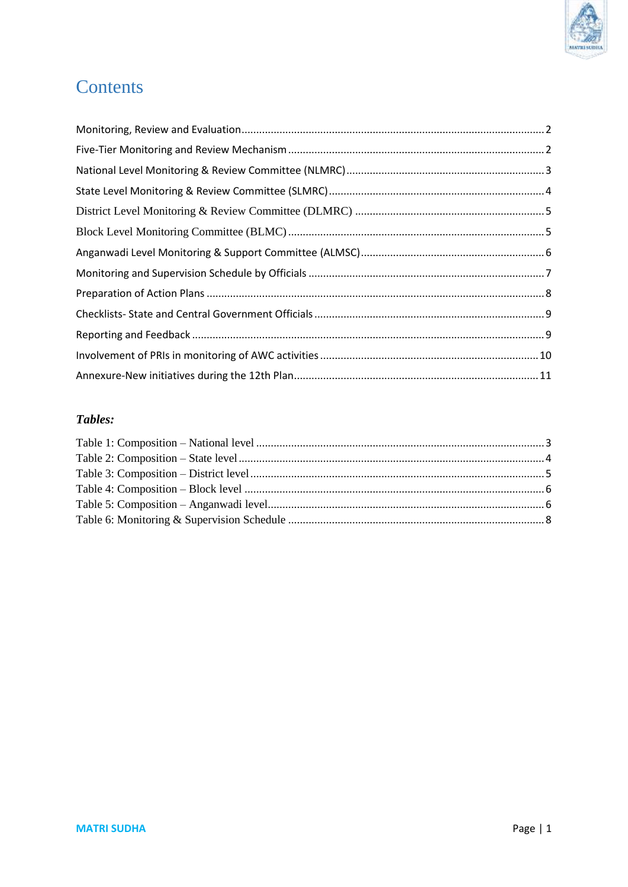# Contents

Monitoring, Review and Evaluation ........................................................................................................ 2

Five-Tier Monitoring and Review Mechanism ........................................................................................ 2

National Level Monitoring & Review Committee (NLMRC) .................................................................... 3

State Level Monitoring & Review Committee (SLMRC) .......................................................................... 4

District Level Monitoring & Review Committee (DLMRC) ....................................................................... 5

Block Level Monitoring Committee (BLMC) ........................................................................................... 5

Anganwadi Level Monitoring & Support Committee (ALMSC) ............................................................... 6

Monitoring and Supervision Schedule by Officials ................................................................................. 7

Preparation of Action Plans .................................................................................................................... 8

Checklists- State and Central Government Officials .............................................................................. 9

Reporting and Feedback ......................................................................................................................... 9

Involvement of PRIs in monitoring of AWC activities ........................................................................... 10

Annexure-New initiatives during the 12th Plan ................................................................................... 11

***Tables:***

Table 1: Composition – National level ................................................................................................... 3
Table 2: Composition – State level ......................................................................................................... 4
Table 3: Composition – District level ..................................................................................................... 5
Table 4: Composition – Block level ........................................................................................................ 6
Table 5: Composition – Anganwadi level ................................................................................................ 6
Table 6: Monitoring & Supervision Schedule ......................................................................................... 8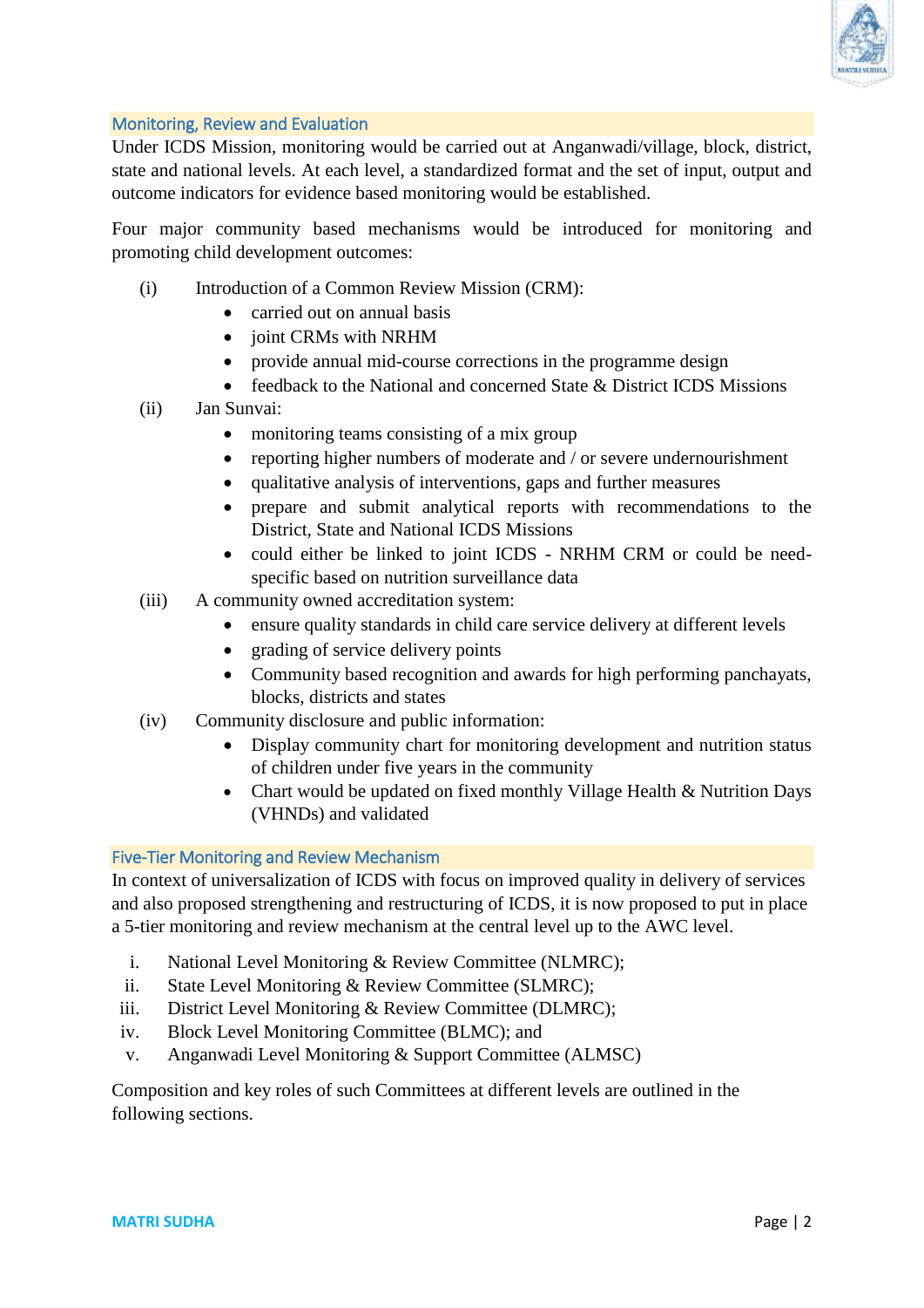## Monitoring, Review and Evaluation

Under ICDS Mission, monitoring would be carried out at Anganwadi/village, block, district, state and national levels. At each level, a standardized format and the set of input, output and outcome indicators for evidence based monitoring would be established.

Four major community based mechanisms would be introduced for monitoring and promoting child development outcomes:

(i) Introduction of a Common Review Mission (CRM):
- carried out on annual basis
- joint CRMs with NRHM
- provide annual mid-course corrections in the programme design
- feedback to the National and concerned State & District ICDS Missions

(ii) Jan Sunvai:
- monitoring teams consisting of a mix group
- reporting higher numbers of moderate and / or severe undernourishment
- qualitative analysis of interventions, gaps and further measures
- prepare and submit analytical reports with recommendations to the District, State and National ICDS Missions
- could either be linked to joint ICDS - NRHM CRM or could be need-specific based on nutrition surveillance data

(iii) A community owned accreditation system:
- ensure quality standards in child care service delivery at different levels
- grading of service delivery points
- Community based recognition and awards for high performing panchayats, blocks, districts and states

(iv) Community disclosure and public information:
- Display community chart for monitoring development and nutrition status of children under five years in the community
- Chart would be updated on fixed monthly Village Health & Nutrition Days (VHNDs) and validated

## Five-Tier Monitoring and Review Mechanism

In context of universalization of ICDS with focus on improved quality in delivery of services and also proposed strengthening and restructuring of ICDS, it is now proposed to put in place a 5-tier monitoring and review mechanism at the central level up to the AWC level.

i. National Level Monitoring & Review Committee (NLMRC);
ii. State Level Monitoring & Review Committee (SLMRC);
iii. District Level Monitoring & Review Committee (DLMRC);
iv. Block Level Monitoring Committee (BLMC); and
v. Anganwadi Level Monitoring & Support Committee (ALMSC)

Composition and key roles of such Committees at different levels are outlined in the following sections.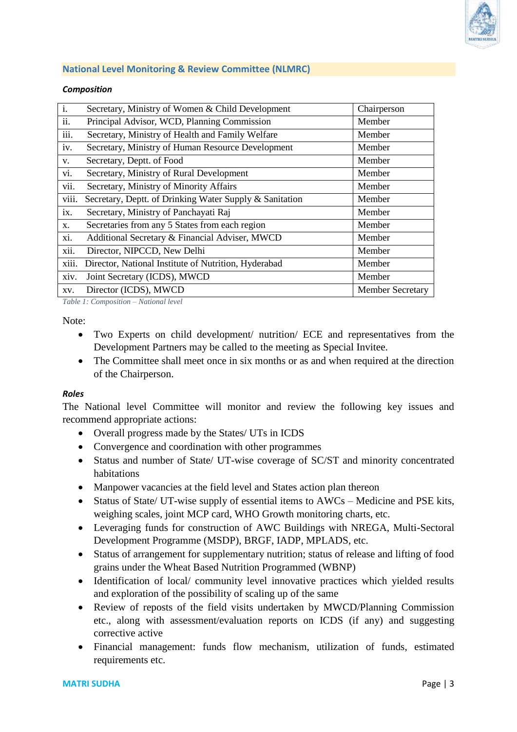## National Level Monitoring & Review Committee (NLMRC)

***Composition***

| | | |
|---|---|---|
| i. | Secretary, Ministry of Women & Child Development | Chairperson |
| ii. | Principal Advisor, WCD, Planning Commission | Member |
| iii. | Secretary, Ministry of Health and Family Welfare | Member |
| iv. | Secretary, Ministry of Human Resource Development | Member |
| v. | Secretary, Deptt. of Food | Member |
| vi. | Secretary, Ministry of Rural Development | Member |
| vii. | Secretary, Ministry of Minority Affairs | Member |
| viii. | Secretary, Deptt. of Drinking Water Supply & Sanitation | Member |
| ix. | Secretary, Ministry of Panchayati Raj | Member |
| x. | Secretaries from any 5 States from each region | Member |
| xi. | Additional Secretary & Financial Adviser, MWCD | Member |
| xii. | Director, NIPCCD, New Delhi | Member |
| xiii. | Director, National Institute of Nutrition, Hyderabad | Member |
| xiv. | Joint Secretary (ICDS), MWCD | Member |
| xv. | Director (ICDS), MWCD | Member Secretary |

*Table 1: Composition – National level*

Note:

- Two Experts on child development/ nutrition/ ECE and representatives from the Development Partners may be called to the meeting as Special Invitee.
- The Committee shall meet once in six months or as and when required at the direction of the Chairperson.

***Roles***

The National level Committee will monitor and review the following key issues and recommend appropriate actions:

- Overall progress made by the States/ UTs in ICDS
- Convergence and coordination with other programmes
- Status and number of State/ UT-wise coverage of SC/ST and minority concentrated habitations
- Manpower vacancies at the field level and States action plan thereon
- Status of State/ UT-wise supply of essential items to AWCs – Medicine and PSE kits, weighing scales, joint MCP card, WHO Growth monitoring charts, etc.
- Leveraging funds for construction of AWC Buildings with NREGA, Multi-Sectoral Development Programme (MSDP), BRGF, IADP, MPLADS, etc.
- Status of arrangement for supplementary nutrition; status of release and lifting of food grains under the Wheat Based Nutrition Programmed (WBNP)
- Identification of local/ community level innovative practices which yielded results and exploration of the possibility of scaling up of the same
- Review of reposts of the field visits undertaken by MWCD/Planning Commission etc., along with assessment/evaluation reports on ICDS (if any) and suggesting corrective active
- Financial management: funds flow mechanism, utilization of funds, estimated requirements etc.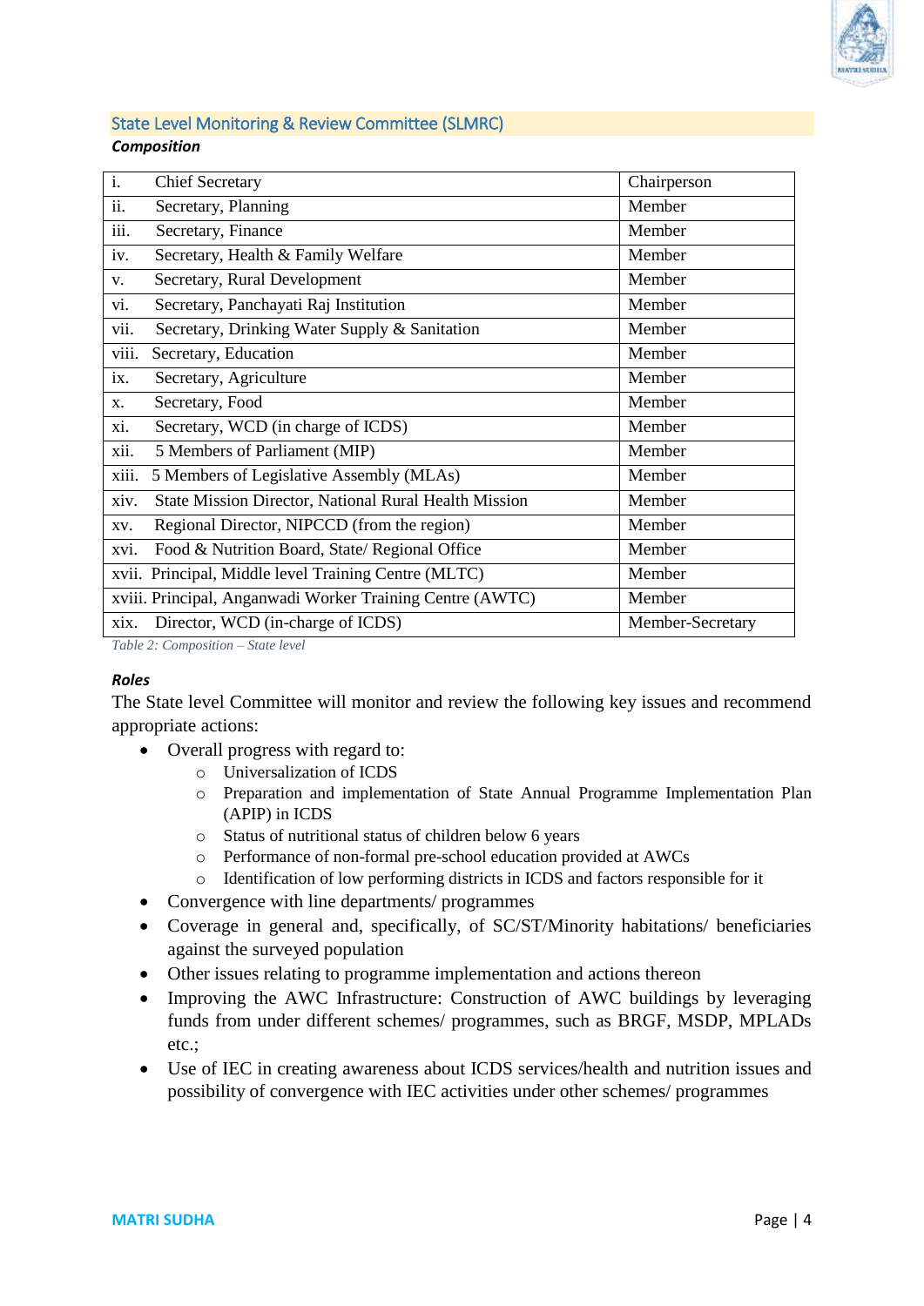## State Level Monitoring & Review Committee (SLMRC)

***Composition***

| | |
|---|---|
| i. Chief Secretary | Chairperson |
| ii. Secretary, Planning | Member |
| iii. Secretary, Finance | Member |
| iv. Secretary, Health & Family Welfare | Member |
| v. Secretary, Rural Development | Member |
| vi. Secretary, Panchayati Raj Institution | Member |
| vii. Secretary, Drinking Water Supply & Sanitation | Member |
| viii. Secretary, Education | Member |
| ix. Secretary, Agriculture | Member |
| x. Secretary, Food | Member |
| xi. Secretary, WCD (in charge of ICDS) | Member |
| xii. 5 Members of Parliament (MIP) | Member |
| xiii. 5 Members of Legislative Assembly (MLAs) | Member |
| xiv. State Mission Director, National Rural Health Mission | Member |
| xv. Regional Director, NIPCCD (from the region) | Member |
| xvi. Food & Nutrition Board, State/ Regional Office | Member |
| xvii. Principal, Middle level Training Centre (MLTC) | Member |
| xviii. Principal, Anganwadi Worker Training Centre (AWTC) | Member |
| xix. Director, WCD (in-charge of ICDS) | Member-Secretary |

*Table 2: Composition – State level*

***Roles***

The State level Committee will monitor and review the following key issues and recommend appropriate actions:

- Overall progress with regard to:
  - Universalization of ICDS
  - Preparation and implementation of State Annual Programme Implementation Plan (APIP) in ICDS
  - Status of nutritional status of children below 6 years
  - Performance of non-formal pre-school education provided at AWCs
  - Identification of low performing districts in ICDS and factors responsible for it
- Convergence with line departments/ programmes
- Coverage in general and, specifically, of SC/ST/Minority habitations/ beneficiaries against the surveyed population
- Other issues relating to programme implementation and actions thereon
- Improving the AWC Infrastructure: Construction of AWC buildings by leveraging funds from under different schemes/ programmes, such as BRGF, MSDP, MPLADs etc.;
- Use of IEC in creating awareness about ICDS services/health and nutrition issues and possibility of convergence with IEC activities under other schemes/ programmes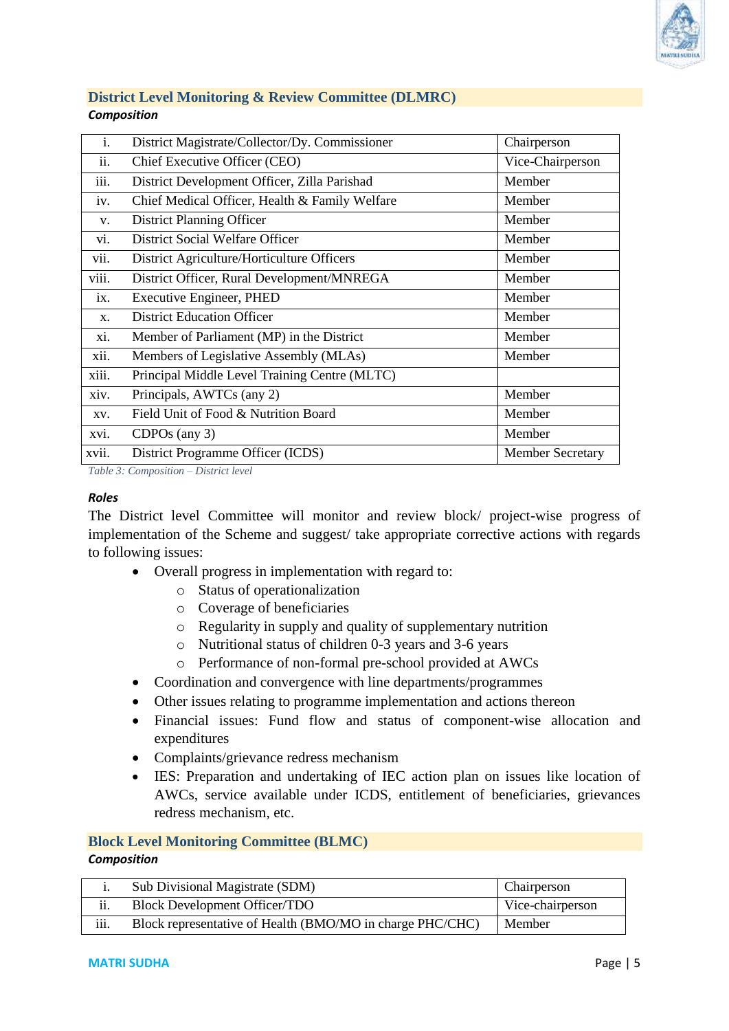## District Level Monitoring & Review Committee (DLMRC)

***Composition***

| | | |
|---|---|---|
| i. | District Magistrate/Collector/Dy. Commissioner | Chairperson |
| ii. | Chief Executive Officer (CEO) | Vice-Chairperson |
| iii. | District Development Officer, Zilla Parishad | Member |
| iv. | Chief Medical Officer, Health & Family Welfare | Member |
| v. | District Planning Officer | Member |
| vi. | District Social Welfare Officer | Member |
| vii. | District Agriculture/Horticulture Officers | Member |
| viii. | District Officer, Rural Development/MNREGA | Member |
| ix. | Executive Engineer, PHED | Member |
| x. | District Education Officer | Member |
| xi. | Member of Parliament (MP) in the District | Member |
| xii. | Members of Legislative Assembly (MLAs) | Member |
| xiii. | Principal Middle Level Training Centre (MLTC) | |
| xiv. | Principals, AWTCs (any 2) | Member |
| xv. | Field Unit of Food & Nutrition Board | Member |
| xvi. | CDPOs (any 3) | Member |
| xvii. | District Programme Officer (ICDS) | Member Secretary |

*Table 3: Composition – District level*

***Roles***

The District level Committee will monitor and review block/ project-wise progress of implementation of the Scheme and suggest/ take appropriate corrective actions with regards to following issues:

- Overall progress in implementation with regard to:
  - Status of operationalization
  - Coverage of beneficiaries
  - Regularity in supply and quality of supplementary nutrition
  - Nutritional status of children 0-3 years and 3-6 years
  - Performance of non-formal pre-school provided at AWCs
- Coordination and convergence with line departments/programmes
- Other issues relating to programme implementation and actions thereon
- Financial issues: Fund flow and status of component-wise allocation and expenditures
- Complaints/grievance redress mechanism
- IES: Preparation and undertaking of IEC action plan on issues like location of AWCs, service available under ICDS, entitlement of beneficiaries, grievances redress mechanism, etc.

## Block Level Monitoring Committee (BLMC)

***Composition***

| | | |
|---|---|---|
| i. | Sub Divisional Magistrate (SDM) | Chairperson |
| ii. | Block Development Officer/TDO | Vice-chairperson |
| iii. | Block representative of Health (BMO/MO in charge PHC/CHC) | Member |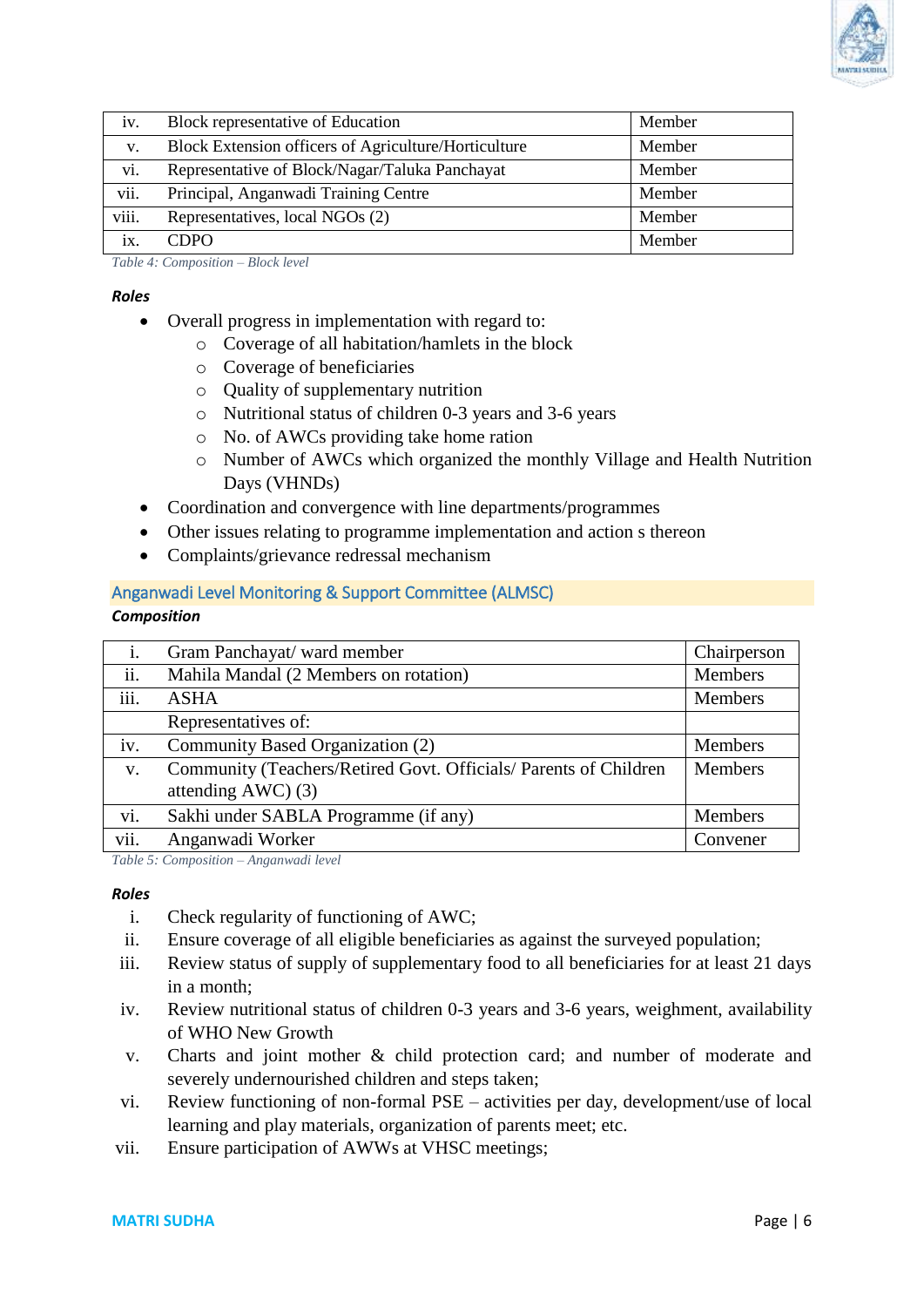| | | |
|---|---|---|
| iv. | Block representative of Education | Member |
| v. | Block Extension officers of Agriculture/Horticulture | Member |
| vi. | Representative of Block/Nagar/Taluka Panchayat | Member |
| vii. | Principal, Anganwadi Training Centre | Member |
| viii. | Representatives, local NGOs (2) | Member |
| ix. | CDPO | Member |

*Table 4: Composition – Block level*

**Roles**

- Overall progress in implementation with regard to:
  - Coverage of all habitation/hamlets in the block
  - Coverage of beneficiaries
  - Quality of supplementary nutrition
  - Nutritional status of children 0-3 years and 3-6 years
  - No. of AWCs providing take home ration
  - Number of AWCs which organized the monthly Village and Health Nutrition Days (VHNDs)
- Coordination and convergence with line departments/programmes
- Other issues relating to programme implementation and action s thereon
- Complaints/grievance redressal mechanism

## Anganwadi Level Monitoring & Support Committee (ALMSC)

**Composition**

| | | |
|---|---|---|
| i. | Gram Panchayat/ ward member | Chairperson |
| ii. | Mahila Mandal (2 Members on rotation) | Members |
| iii. | ASHA | Members |
| | Representatives of: | |
| iv. | Community Based Organization (2) | Members |
| v. | Community (Teachers/Retired Govt. Officials/ Parents of Children attending AWC) (3) | Members |
| vi. | Sakhi under SABLA Programme (if any) | Members |
| vii. | Anganwadi Worker | Convener |

*Table 5: Composition – Anganwadi level*

**Roles**

i. Check regularity of functioning of AWC;
ii. Ensure coverage of all eligible beneficiaries as against the surveyed population;
iii. Review status of supply of supplementary food to all beneficiaries for at least 21 days in a month;
iv. Review nutritional status of children 0-3 years and 3-6 years, weighment, availability of WHO New Growth
v. Charts and joint mother & child protection card; and number of moderate and severely undernourished children and steps taken;
vi. Review functioning of non-formal PSE – activities per day, development/use of local learning and play materials, organization of parents meet; etc.
vii. Ensure participation of AWWs at VHSC meetings;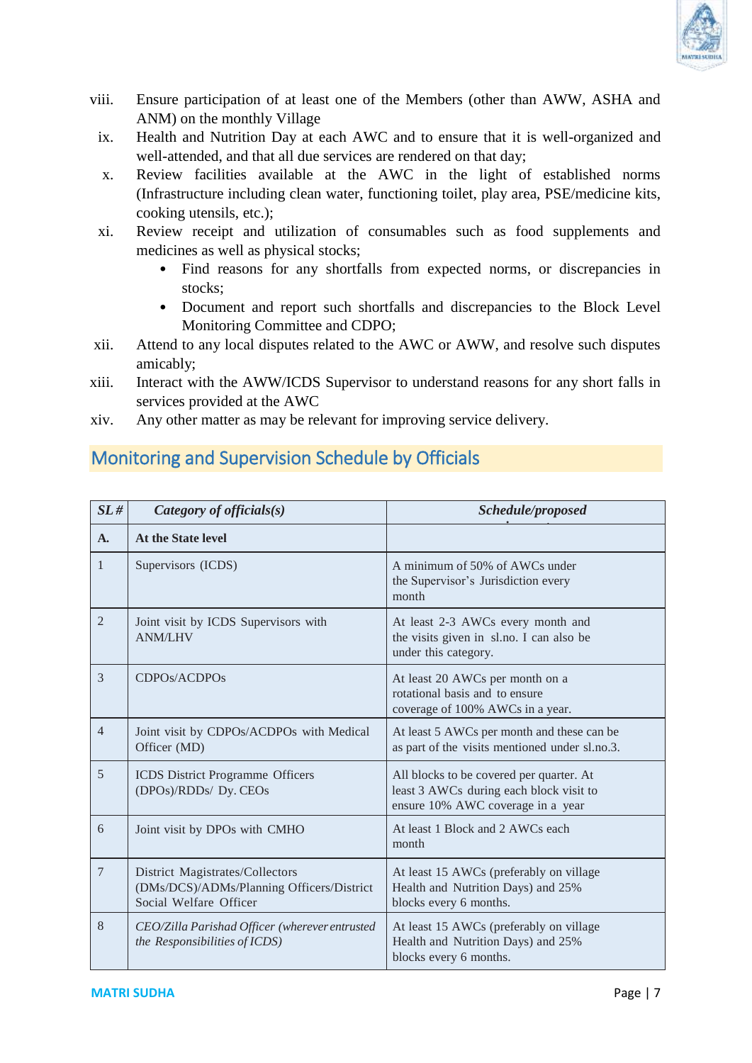viii. Ensure participation of at least one of the Members (other than AWW, ASHA and ANM) on the monthly Village

ix. Health and Nutrition Day at each AWC and to ensure that it is well-organized and well-attended, and that all due services are rendered on that day;

x. Review facilities available at the AWC in the light of established norms (Infrastructure including clean water, functioning toilet, play area, PSE/medicine kits, cooking utensils, etc.);

xi. Review receipt and utilization of consumables such as food supplements and medicines as well as physical stocks;
   - Find reasons for any shortfalls from expected norms, or discrepancies in stocks;
   - Document and report such shortfalls and discrepancies to the Block Level Monitoring Committee and CDPO;

xii. Attend to any local disputes related to the AWC or AWW, and resolve such disputes amicably;

xiii. Interact with the AWW/ICDS Supervisor to understand reasons for any short falls in services provided at the AWC

xiv. Any other matter as may be relevant for improving service delivery.

## Monitoring and Supervision Schedule by Officials

| *SL#* | *Category of officials(s)* | *Schedule/proposed* |
|---|---|---|
| **A.** | **At the State level** | |
| 1 | Supervisors (ICDS) | A minimum of 50% of AWCs under the Supervisor's Jurisdiction every month |
| 2 | Joint visit by ICDS Supervisors with ANM/LHV | At least 2-3 AWCs every month and the visits given in sl.no. I can also be under this category. |
| 3 | CDPOs/ACDPOs | At least 20 AWCs per month on a rotational basis and to ensure coverage of 100% AWCs in a year. |
| 4 | Joint visit by CDPOs/ACDPOs with Medical Officer (MD) | At least 5 AWCs per month and these can be as part of the visits mentioned under sl.no.3. |
| 5 | ICDS District Programme Officers (DPOs)/RDDs/ Dy. CEOs | All blocks to be covered per quarter. At least 3 AWCs during each block visit to ensure 10% AWC coverage in a year |
| 6 | Joint visit by DPOs with CMHO | At least 1 Block and 2 AWCs each month |
| 7 | District Magistrates/Collectors (DMs/DCS)/ADMs/Planning Officers/District Social Welfare Officer | At least 15 AWCs (preferably on village Health and Nutrition Days) and 25% blocks every 6 months. |
| 8 | *CEO/Zilla Parishad Officer (wherever entrusted the Responsibilities of ICDS)* | At least 15 AWCs (preferably on village Health and Nutrition Days) and 25% blocks every 6 months. |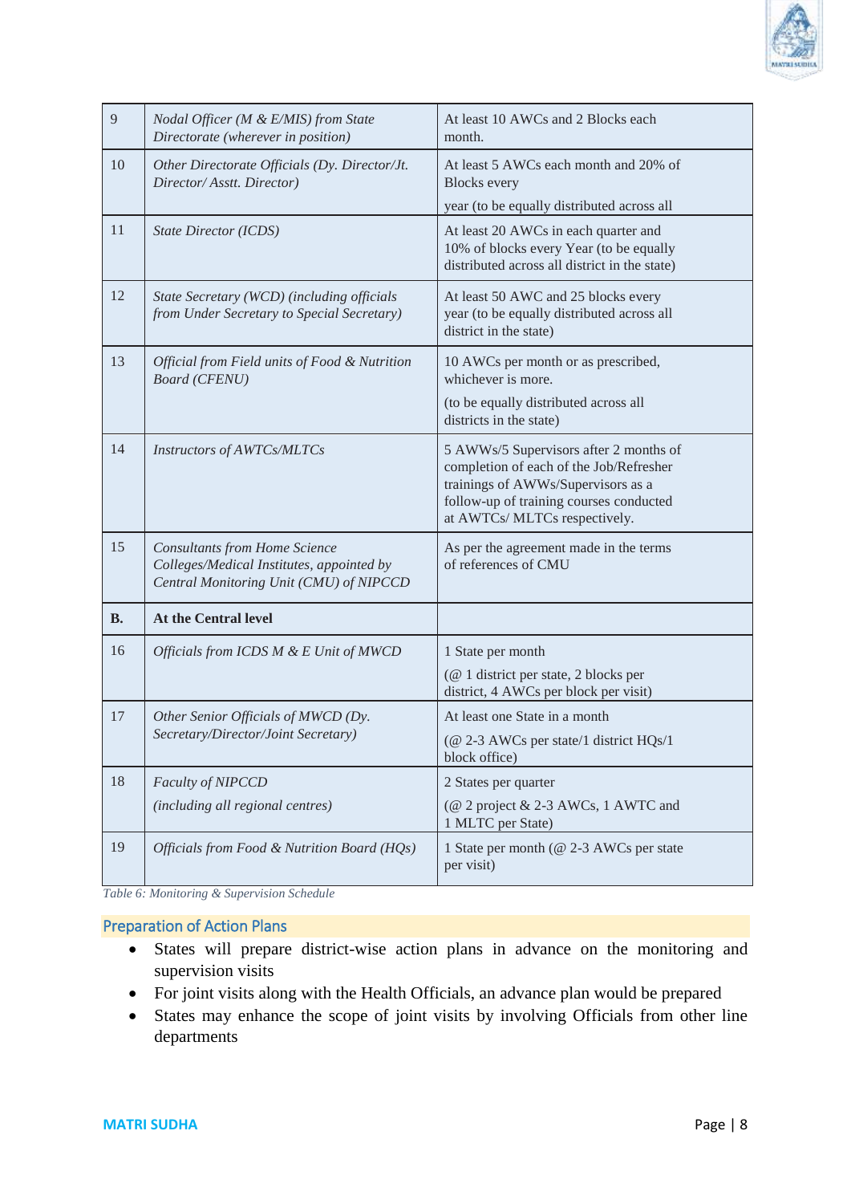| 9 | *Nodal Officer (M & E/MIS) from State Directorate (wherever in position)* | At least 10 AWCs and 2 Blocks each month. |
|---|---|---|
| 10 | *Other Directorate Officials (Dy. Director/Jt. Director/ Asstt. Director)* | At least 5 AWCs each month and 20% of Blocks every year (to be equally distributed across all |
| 11 | *State Director (ICDS)* | At least 20 AWCs in each quarter and 10% of blocks every Year (to be equally distributed across all district in the state) |
| 12 | *State Secretary (WCD) (including officials from Under Secretary to Special Secretary)* | At least 50 AWC and 25 blocks every year (to be equally distributed across all district in the state) |
| 13 | *Official from Field units of Food & Nutrition Board (CFENU)* | 10 AWCs per month or as prescribed, whichever is more. (to be equally distributed across all districts in the state) |
| 14 | *Instructors of AWTCs/MLTCs* | 5 AWWs/5 Supervisors after 2 months of completion of each of the Job/Refresher trainings of AWWs/Supervisors as a follow-up of training courses conducted at AWTCs/ MLTCs respectively. |
| 15 | *Consultants from Home Science Colleges/Medical Institutes, appointed by Central Monitoring Unit (CMU) of NIPCCD* | As per the agreement made in the terms of references of CMU |
| **B.** | **At the Central level** | |
| 16 | *Officials from ICDS M & E Unit of MWCD* | 1 State per month (@ 1 district per state, 2 blocks per district, 4 AWCs per block per visit) |
| 17 | *Other Senior Officials of MWCD (Dy. Secretary/Director/Joint Secretary)* | At least one State in a month (@ 2-3 AWCs per state/1 district HQs/1 block office) |
| 18 | *Faculty of NIPCCD (including all regional centres)* | 2 States per quarter (@ 2 project & 2-3 AWCs, 1 AWTC and 1 MLTC per State) |
| 19 | *Officials from Food & Nutrition Board (HQs)* | 1 State per month (@ 2-3 AWCs per state per visit) |

*Table 6: Monitoring & Supervision Schedule*

## Preparation of Action Plans

- States will prepare district-wise action plans in advance on the monitoring and supervision visits
- For joint visits along with the Health Officials, an advance plan would be prepared
- States may enhance the scope of joint visits by involving Officials from other line departments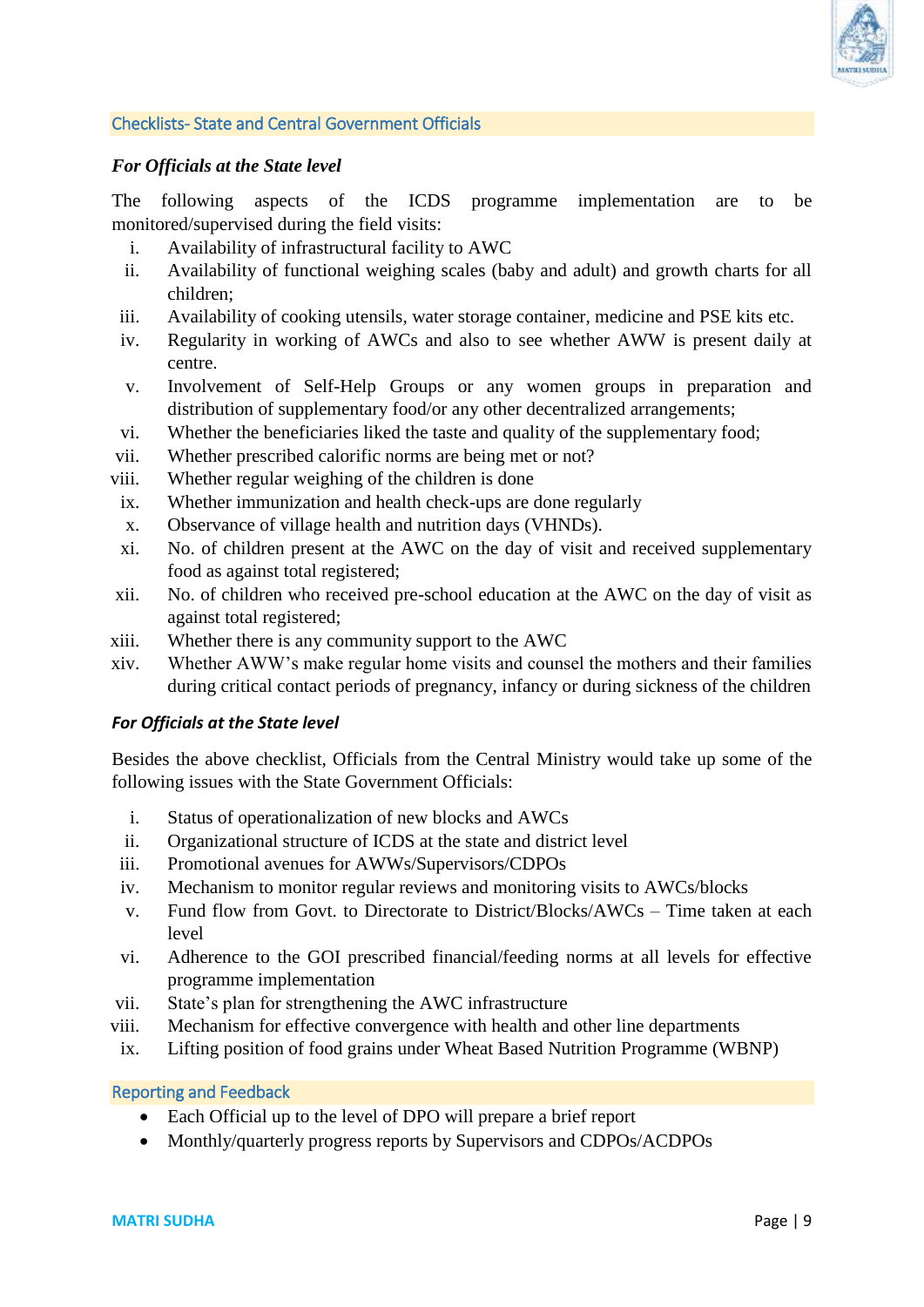## Checklists- State and Central Government Officials

***For Officials at the State level***

The following aspects of the ICDS programme implementation are to be monitored/supervised during the field visits:

1. Availability of infrastructural facility to AWC
2. Availability of functional weighing scales (baby and adult) and growth charts for all children;
3. Availability of cooking utensils, water storage container, medicine and PSE kits etc.
4. Regularity in working of AWCs and also to see whether AWW is present daily at centre.
5. Involvement of Self-Help Groups or any women groups in preparation and distribution of supplementary food/or any other decentralized arrangements;
6. Whether the beneficiaries liked the taste and quality of the supplementary food;
7. Whether prescribed calorific norms are being met or not?
8. Whether regular weighing of the children is done
9. Whether immunization and health check-ups are done regularly
10. Observance of village health and nutrition days (VHNDs).
11. No. of children present at the AWC on the day of visit and received supplementary food as against total registered;
12. No. of children who received pre-school education at the AWC on the day of visit as against total registered;
13. Whether there is any community support to the AWC
14. Whether AWW's make regular home visits and counsel the mothers and their families during critical contact periods of pregnancy, infancy or during sickness of the children

***For Officials at the State level***

Besides the above checklist, Officials from the Central Ministry would take up some of the following issues with the State Government Officials:

1. Status of operationalization of new blocks and AWCs
2. Organizational structure of ICDS at the state and district level
3. Promotional avenues for AWWs/Supervisors/CDPOs
4. Mechanism to monitor regular reviews and monitoring visits to AWCs/blocks
5. Fund flow from Govt. to Directorate to District/Blocks/AWCs – Time taken at each level
6. Adherence to the GOI prescribed financial/feeding norms at all levels for effective programme implementation
7. State's plan for strengthening the AWC infrastructure
8. Mechanism for effective convergence with health and other line departments
9. Lifting position of food grains under Wheat Based Nutrition Programme (WBNP)

## Reporting and Feedback

- Each Official up to the level of DPO will prepare a brief report
- Monthly/quarterly progress reports by Supervisors and CDPOs/ACDPOs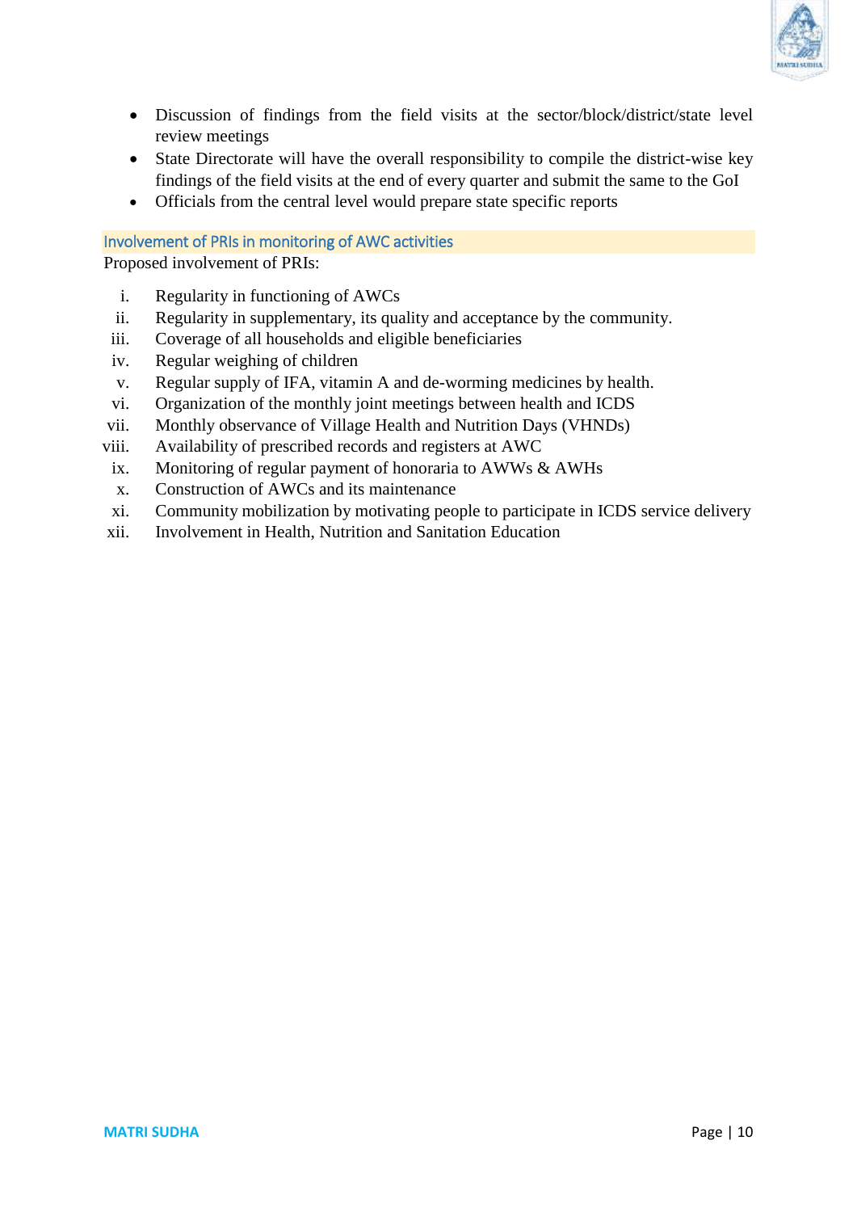- Discussion of findings from the field visits at the sector/block/district/state level review meetings
- State Directorate will have the overall responsibility to compile the district-wise key findings of the field visits at the end of every quarter and submit the same to the GoI
- Officials from the central level would prepare state specific reports

### Involvement of PRIs in monitoring of AWC activities

Proposed involvement of PRIs:

i. Regularity in functioning of AWCs
ii. Regularity in supplementary, its quality and acceptance by the community.
iii. Coverage of all households and eligible beneficiaries
iv. Regular weighing of children
v. Regular supply of IFA, vitamin A and de-worming medicines by health.
vi. Organization of the monthly joint meetings between health and ICDS
vii. Monthly observance of Village Health and Nutrition Days (VHNDs)
viii. Availability of prescribed records and registers at AWC
ix. Monitoring of regular payment of honoraria to AWWs & AWHs
x. Construction of AWCs and its maintenance
xi. Community mobilization by motivating people to participate in ICDS service delivery
xii. Involvement in Health, Nutrition and Sanitation Education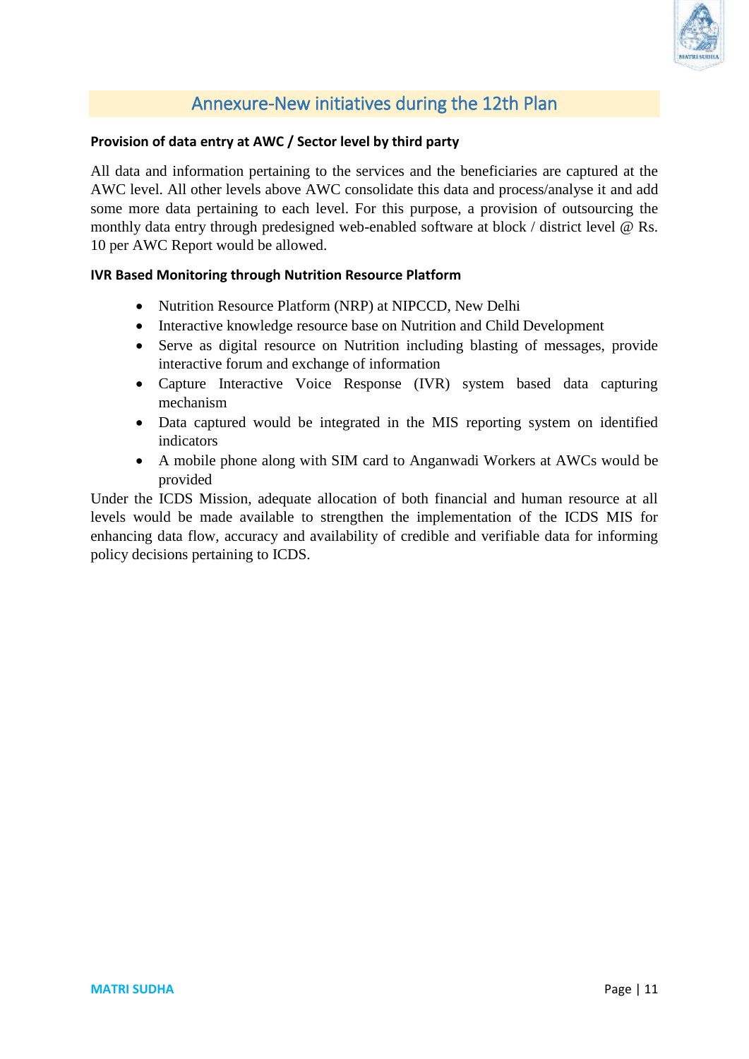## Annexure-New initiatives during the 12th Plan

**Provision of data entry at AWC / Sector level by third party**

All data and information pertaining to the services and the beneficiaries are captured at the AWC level. All other levels above AWC consolidate this data and process/analyse it and add some more data pertaining to each level. For this purpose, a provision of outsourcing the monthly data entry through predesigned web-enabled software at block / district level @ Rs. 10 per AWC Report would be allowed.

**IVR Based Monitoring through Nutrition Resource Platform**

- Nutrition Resource Platform (NRP) at NIPCCD, New Delhi
- Interactive knowledge resource base on Nutrition and Child Development
- Serve as digital resource on Nutrition including blasting of messages, provide interactive forum and exchange of information
- Capture Interactive Voice Response (IVR) system based data capturing mechanism
- Data captured would be integrated in the MIS reporting system on identified indicators
- A mobile phone along with SIM card to Anganwadi Workers at AWCs would be provided

Under the ICDS Mission, adequate allocation of both financial and human resource at all levels would be made available to strengthen the implementation of the ICDS MIS for enhancing data flow, accuracy and availability of credible and verifiable data for informing policy decisions pertaining to ICDS.